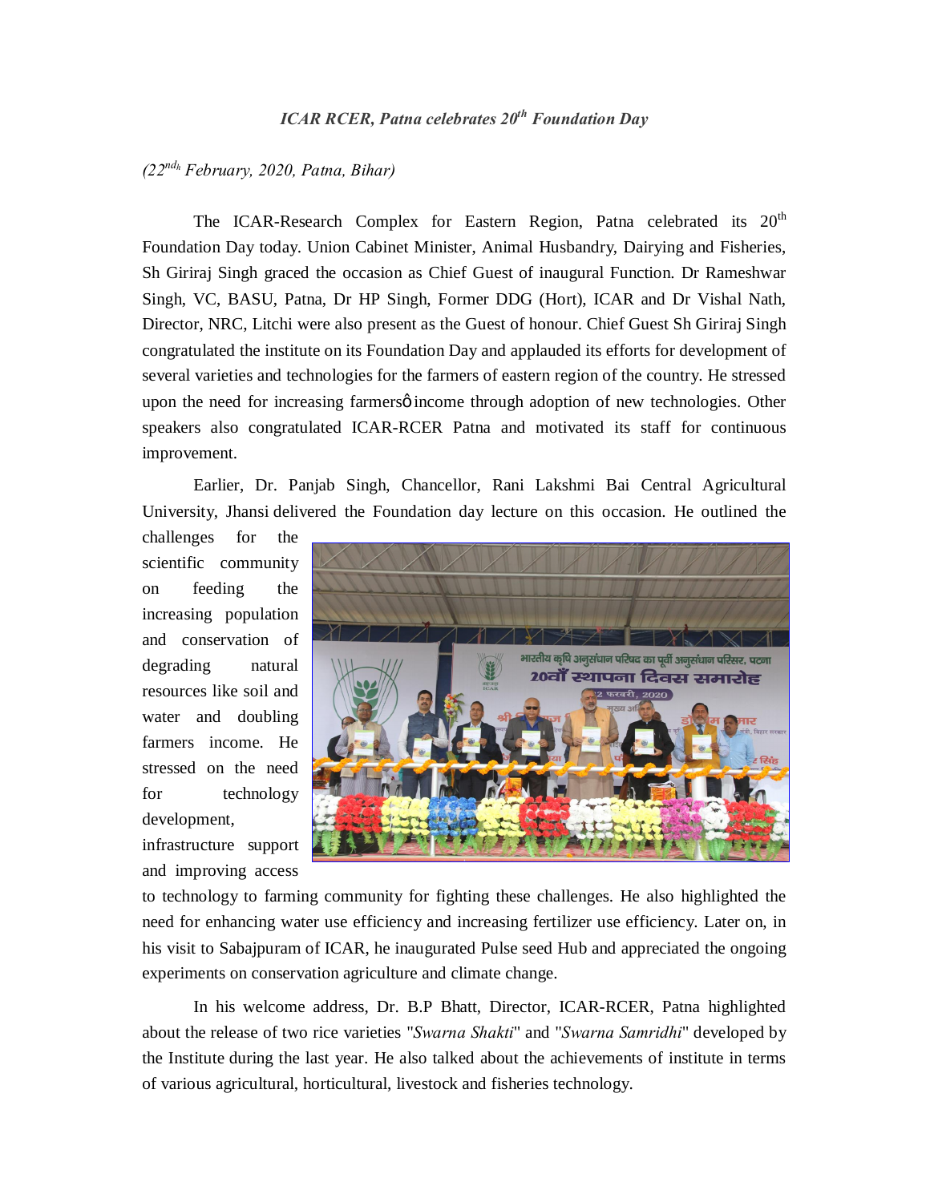# *ICAR RCER, Patna celebrates 20th Foundation Day*

*(22nd February, 2020, Patna, Bihar)*

The ICAR-Research Complex for Eastern Region, Patna celebrated its 20th Foundation Day today. Union Cabinet Minister, Animal Husbandry, Dairying and Fisheries, Sh Giriraj Singh graced the occasion as Chief Guest of inaugural Function. Dr Rameshwar Singh, VC, BASU, Patna, Dr HP Singh, Former DDG (Hort), ICAR and Dr Vishal Nath, Director, NRC, Litchi were also present as the Guest of honour. Chief Guest Sh Giriraj Singh congratulated the institute on its Foundation Day and applauded its efforts for development of several varieties and technologies for the farmers of eastern region of the country. He stressed upon the need for increasing farmers' income through adoption of new technologies. Other speakers also congratulated ICAR-RCER Patna and motivated its staff for continuous improvement.

Earlier, Dr. Panjab Singh, Chancellor, Rani Lakshmi Bai Central Agricultural University, Jhansi delivered the Foundation day lecture on this occasion. He outlined the challenges for the scientific community on feeding the increasing population and conservation of degrading natural resources like soil and water and doubling farmers income. He stressed on the need for technology development, infrastructure support and improving access to technology to farming community for fighting these challenges. He also highlighted the need for enhancing water use efficiency and increasing fertilizer use efficiency. Later on, in his visit to Sabajpuram of ICAR, he inaugurated Pulse seed Hub and appreciated the ongoing experiments on conservation agriculture and climate change.

In his welcome address, Dr. B.P Bhatt, Director, ICAR-RCER, Patna highlighted about the release of two rice varieties "*Swarna Shakti*" and "*Swarna Samridhi*" developed by the Institute during the last year. He also talked about the achievements of institute in terms of various agricultural, horticultural, livestock and fisheries technology.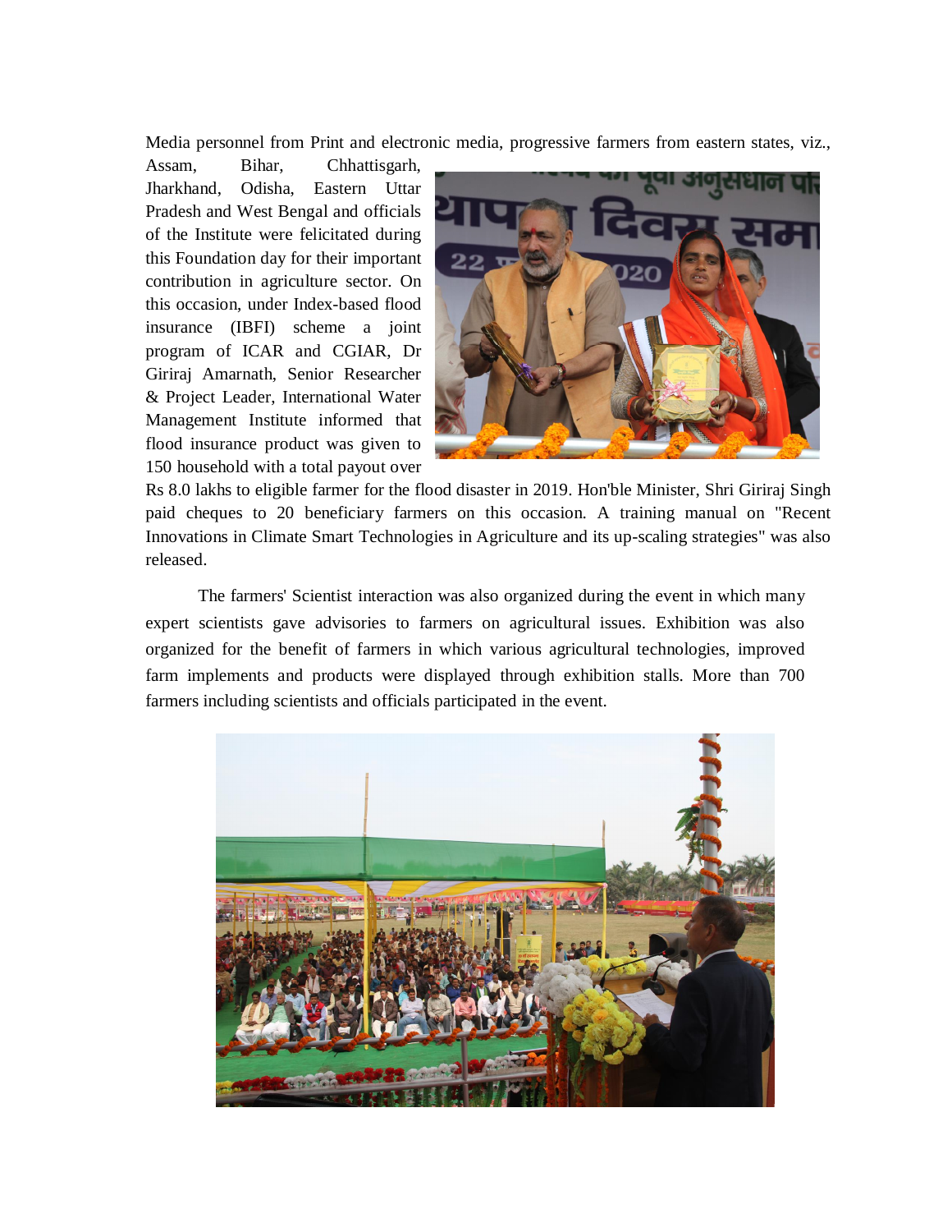Media personnel from Print and electronic media, progressive farmers from eastern states, viz., Assam, Bihar, Chhattisgarh, Jharkhand, Odisha, Eastern Uttar Pradesh and West Bengal and officials of the Institute were felicitated during this Foundation day for their important contribution in agriculture sector. On this occasion, under Index-based flood insurance (IBFI) scheme a joint program of ICAR and CGIAR, Dr Giriraj Amarnath, Senior Researcher & Project Leader, International Water Management Institute informed that flood insurance product was given to 150 household with a total payout over Rs 8.0 lakhs to eligible farmer for the flood disaster in 2019. Hon'ble Minister, Shri Giriraj Singh paid cheques to 20 beneficiary farmers on this occasion. A training manual on "Recent Innovations in Climate Smart Technologies in Agriculture and its up-scaling strategies" was also released.

The farmers' Scientist interaction was also organized during the event in which many expert scientists gave advisories to farmers on agricultural issues. Exhibition was also organized for the benefit of farmers in which various agricultural technologies, improved farm implements and products were displayed through exhibition stalls. More than 700 farmers including scientists and officials participated in the event.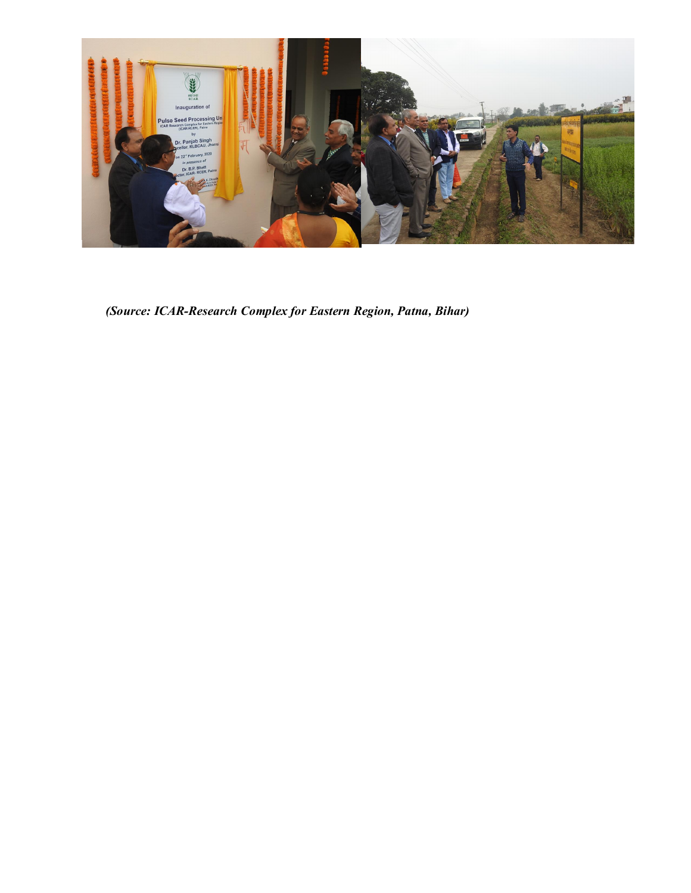*(Source: ICAR-Research Complex for Eastern Region, Patna, Bihar)*